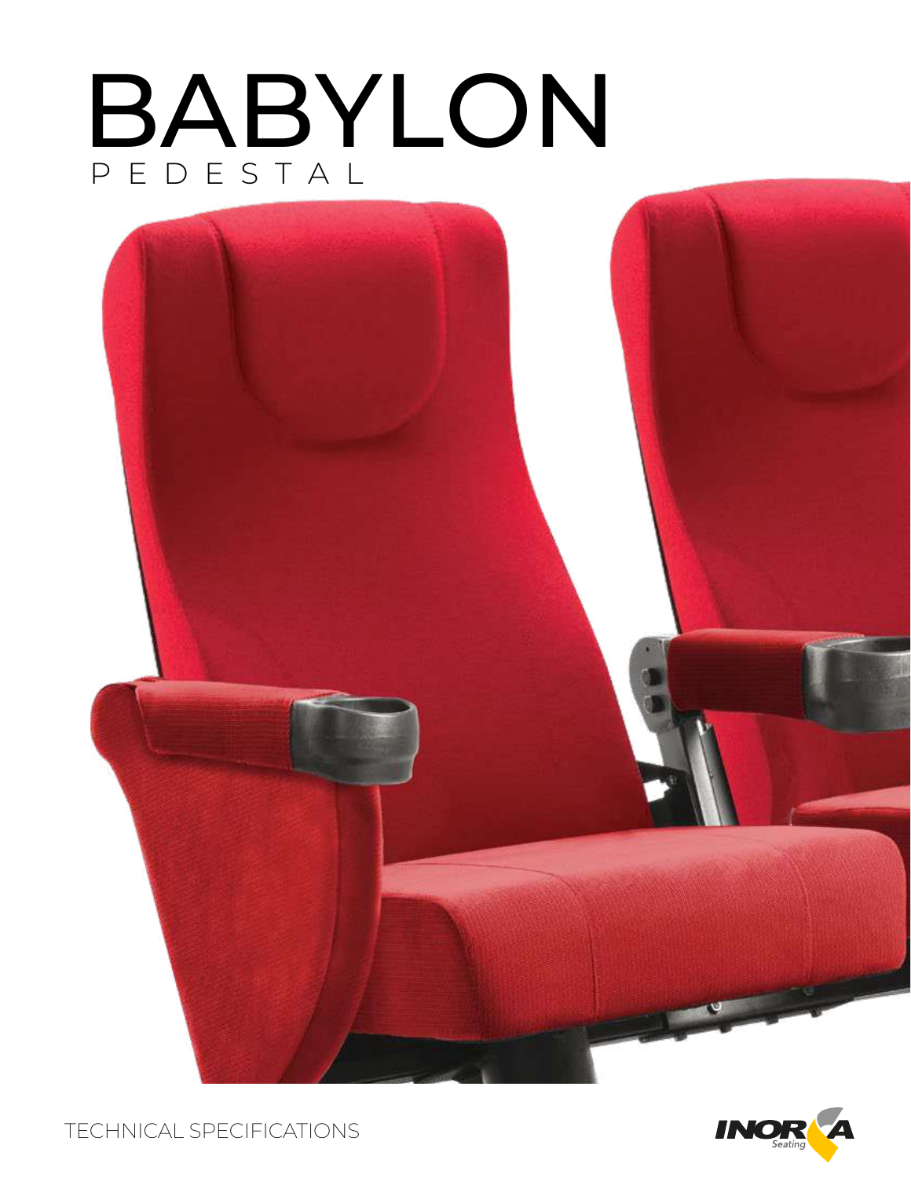# BABYLON

PEDESTAL

TECHNICAL SPECIFICATIONS

INORA Seating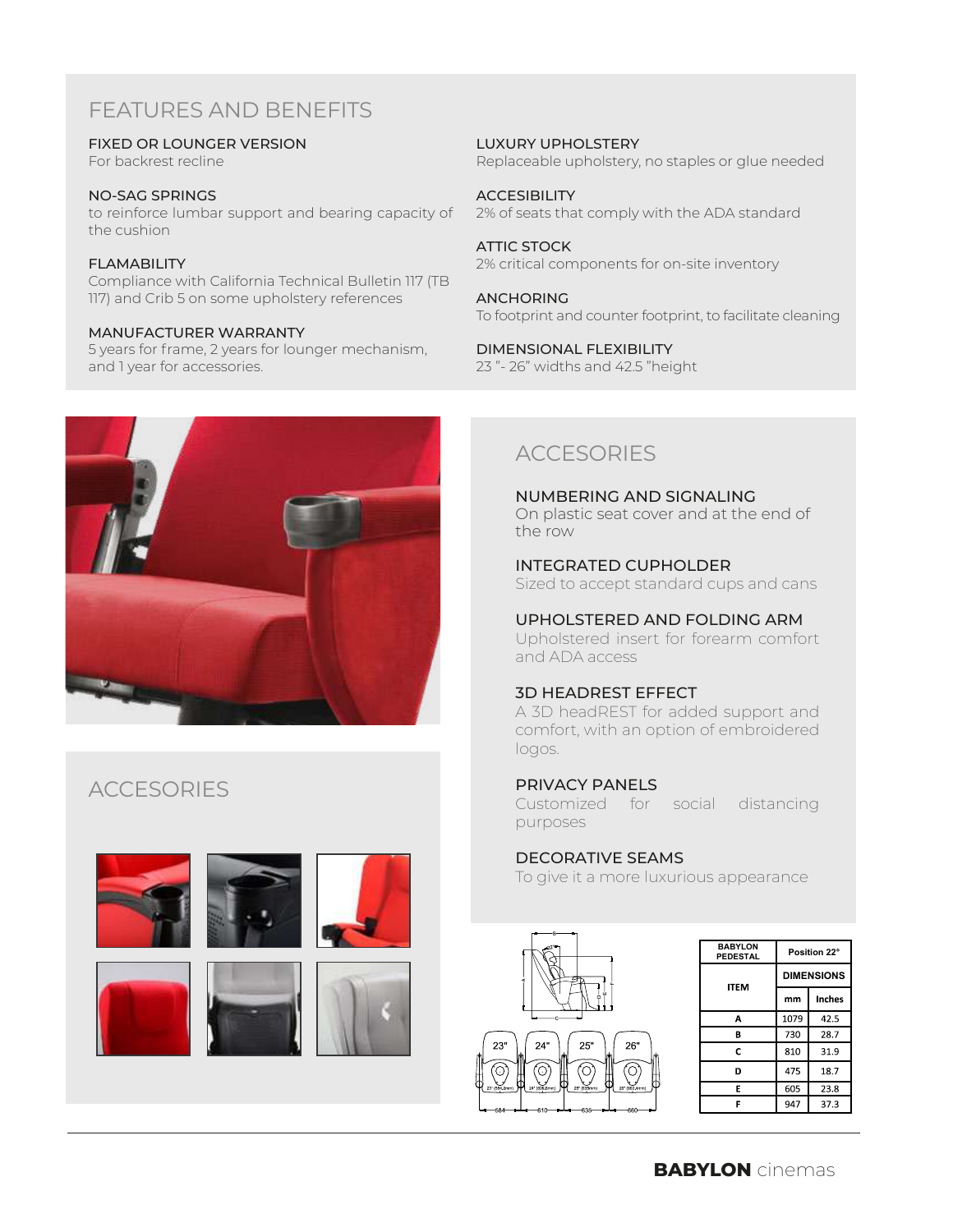## FEATURES AND BENEFITS

**FIXED OR LOUNGER VERSION**
For backrest recline

**NO-SAG SPRINGS**
to reinforce lumbar support and bearing capacity of the cushion

**FLAMABILITY**
Compliance with California Technical Bulletin 117 (TB 117) and Crib 5 on some upholstery references

**MANUFACTURER WARRANTY**
5 years for frame, 2 years for lounger mechanism, and 1 year for accessories.

**LUXURY UPHOLSTERY**
Replaceable upholstery, no staples or glue needed

**ACCESIBILITY**
2% of seats that comply with the ADA standard

**ATTIC STOCK**
2% critical components for on-site inventory

**ANCHORING**
To footprint and counter footprint, to facilitate cleaning

**DIMENSIONAL FLEXIBILITY**
23 "- 26" widths and 42.5 "height

## ACCESORIES

## ACCESORIES

**NUMBERING AND SIGNALING**
On plastic seat cover and at the end of the row

**INTEGRATED CUPHOLDER**
Sized to accept standard cups and cans

**UPHOLSTERED AND FOLDING ARM**
Upholstered insert for forearm comfort and ADA access

**3D HEADREST EFFECT**
A 3D headREST for added support and comfort, with an option of embroidered logos.

**PRIVACY PANELS**
Customized for social distancing purposes

**DECORATIVE SEAMS**
To give it a more luxurious appearance

| BABYLON PEDESTAL | Position 22° | |
|---|---|---|
| ITEM | DIMENSIONS | |
| | mm | Inches |
| A | 1079 | 42.5 |
| B | 730 | 28.7 |
| C | 810 | 31.9 |
| D | 475 | 18.7 |
| E | 605 | 23.8 |
| F | 947 | 37.3 |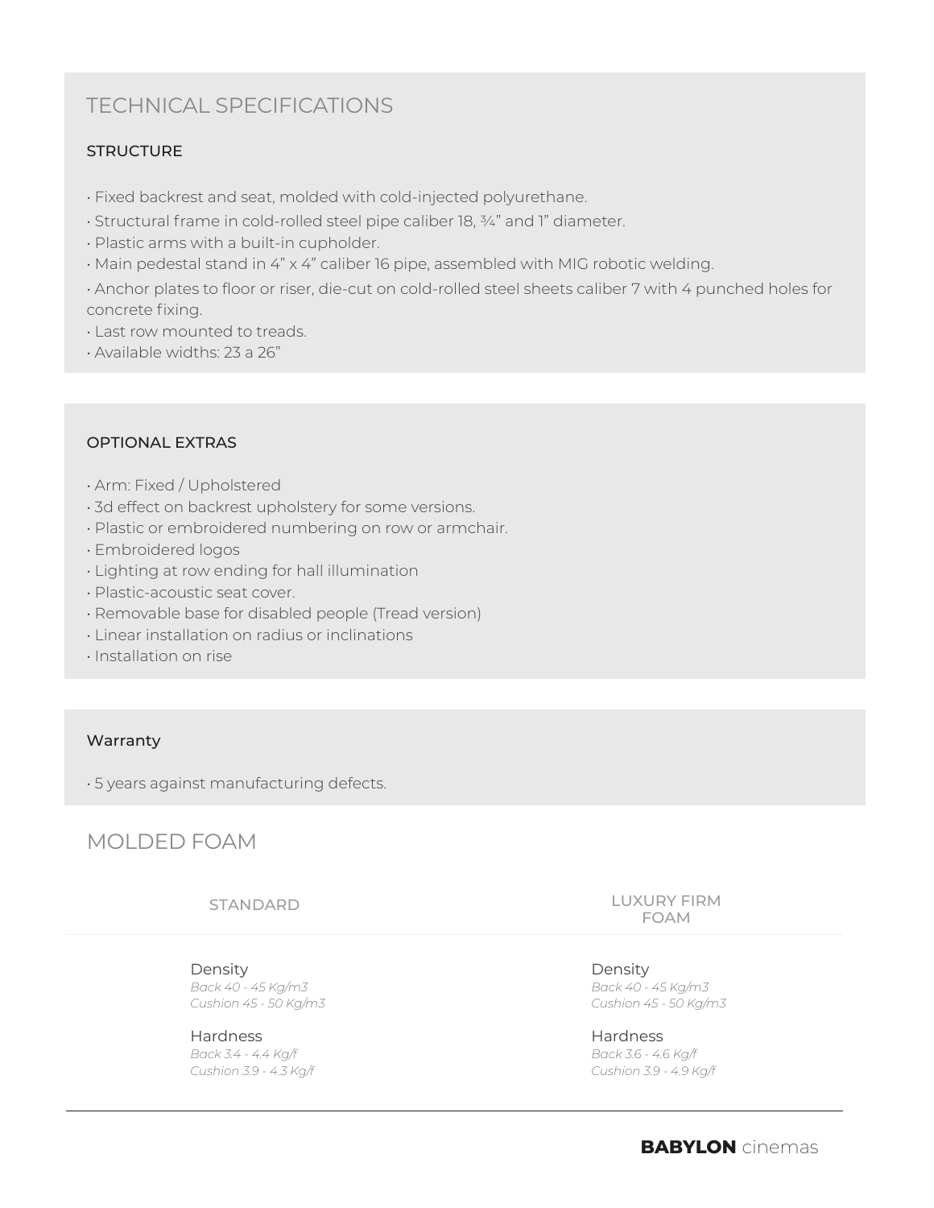# TECHNICAL SPECIFICATIONS

### STRUCTURE

- Fixed backrest and seat, molded with cold-injected polyurethane.
- Structural frame in cold-rolled steel pipe caliber 18, ¾" and 1" diameter.
- Plastic arms with a built-in cupholder.
- Main pedestal stand in 4" x 4" caliber 16 pipe, assembled with MIG robotic welding.
- Anchor plates to floor or riser, die-cut on cold-rolled steel sheets caliber 7 with 4 punched holes for concrete fixing.
- Last row mounted to treads.
- Available widths: 23 a 26"

### OPTIONAL EXTRAS

- Arm: Fixed / Upholstered
- 3d effect on backrest upholstery for some versions.
- Plastic or embroidered numbering on row or armchair.
- Embroidered logos
- Lighting at row ending for hall illumination
- Plastic-acoustic seat cover.
- Removable base for disabled people (Tread version)
- Linear installation on radius or inclinations
- Installation on rise

### Warranty

- 5 years against manufacturing defects.

# MOLDED FOAM

| STANDARD | LUXURY FIRM FOAM |
|---|---|
| Density<br>*Back 40 - 45 Kg/m3*<br>*Cushion 45 - 50 Kg/m3* | Density<br>*Back 40 - 45 Kg/m3*<br>*Cushion 45 - 50 Kg/m3* |
| Hardness<br>*Back 3.4 - 4.4 Kg/f*<br>*Cushion 3.9 - 4.3 Kg/f* | Hardness<br>*Back 3.6 - 4.6 Kg/f*<br>*Cushion 3.9 - 4.9 Kg/f* |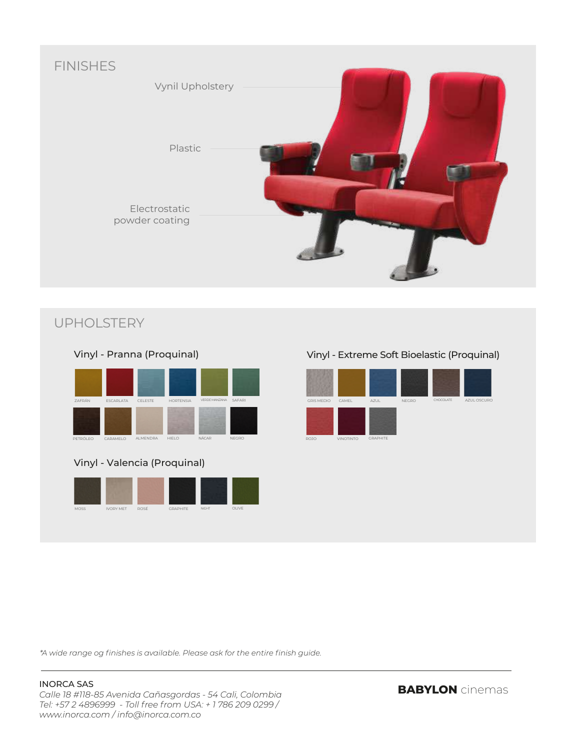## FINISHES

Vynil Upholstery

Plastic

Electrostatic powder coating

## UPHOLSTERY

### Vinyl - Pranna (Proquinal)

ZAFRÁN, ESCARLATA, CELESTE, HORTENSIA, VERDE MANZANA, SAFARI

PETRÓLEO, CARAMELO, ALMENDRA, HIELO, NÁCAR, NEGRO

### Vinyl - Extreme Soft Bioelastic (Proquinal)

GRIS MEDIO, CAMEL, AZUL, NEGRO, CHOCOLATE, AZUL OSCURO

ROJO, VINOTINTO, GRAPHITE

### Vinyl - Valencia (Proquinal)

MOSS, IVORY MET, ROSÉ, GRAPHITE, NIGHT, OLIVE

*\*A wide range og finishes is available. Please ask for the entire finish guide.*

INORCA SAS
*Calle 18 #118-85 Avenida Cañasgordas - 54 Cali, Colombia*
*Tel: +57 2 4896999 - Toll free from USA: + 1 786 209 0299 /*
*www.inorca.com / info@inorca.com.co*

**BABYLON** cinemas